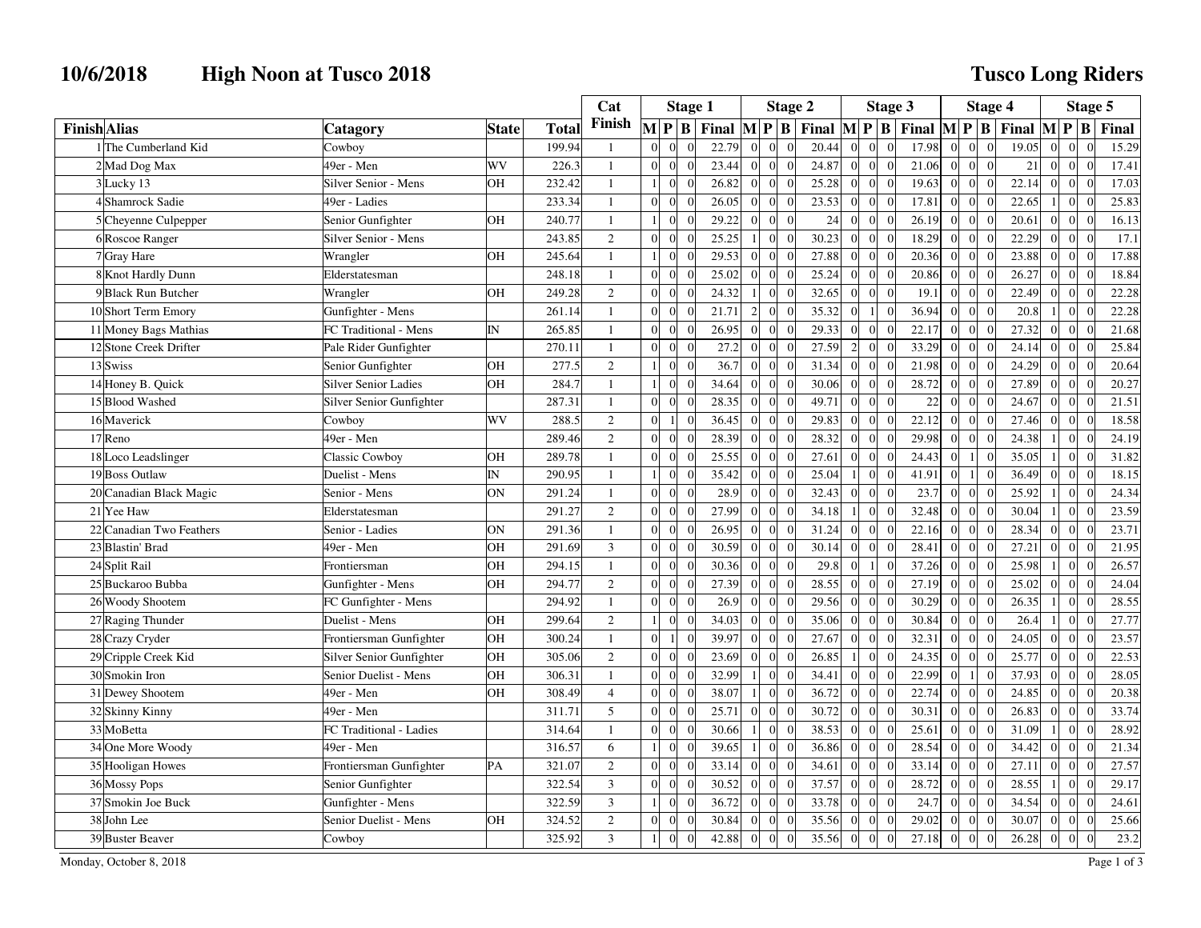# 10/6/2018 High Noon at Tusco 2018 Tusco Long Riders

| Finish | Alias | Catagory | State | Total | Cat Finish | Stage 1 | | | | Stage 2 | | | | Stage 3 | | | | Stage 4 | | | | Stage 5 | | | |
|---|---|---|---|---|---|---|---|---|---|---|---|---|---|---|---|---|---|---|---|---|---|---|---|---|---|
| | | | | | | M | P | B | Final | M | P | B | Final | M | P | B | Final | M | P | B | Final | M | P | B | Final |
| 1 | The Cumberland Kid | Cowboy | | 199.94 | 1 | 0 | 0 | 0 | 22.79 | 0 | 0 | 0 | 20.44 | 0 | 0 | 0 | 17.98 | 0 | 0 | 0 | 19.05 | 0 | 0 | 0 | 15.29 |
| 2 | Mad Dog Max | 49er - Men | WV | 226.3 | 1 | 0 | 0 | 0 | 23.44 | 0 | 0 | 0 | 24.87 | 0 | 0 | 0 | 21.06 | 0 | 0 | 0 | 21 | 0 | 0 | 0 | 17.41 |
| 3 | Lucky 13 | Silver Senior - Mens | OH | 232.42 | 1 | 1 | 0 | 0 | 26.82 | 0 | 0 | 0 | 25.28 | 0 | 0 | 0 | 19.63 | 0 | 0 | 0 | 22.14 | 0 | 0 | 0 | 17.03 |
| 4 | Shamrock Sadie | 49er - Ladies | | 233.34 | 1 | 0 | 0 | 0 | 26.05 | 0 | 0 | 0 | 23.53 | 0 | 0 | 0 | 17.81 | 0 | 0 | 0 | 22.65 | 1 | 0 | 0 | 25.83 |
| 5 | Cheyenne Culpepper | Senior Gunfighter | OH | 240.77 | 1 | 1 | 0 | 0 | 29.22 | 0 | 0 | 0 | 24 | 0 | 0 | 0 | 26.19 | 0 | 0 | 0 | 20.61 | 0 | 0 | 0 | 16.13 |
| 6 | Roscoe Ranger | Silver Senior - Mens | | 243.85 | 2 | 0 | 0 | 0 | 25.25 | 1 | 0 | 0 | 30.23 | 0 | 0 | 0 | 18.29 | 0 | 0 | 0 | 22.29 | 0 | 0 | 0 | 17.1 |
| 7 | Gray Hare | Wrangler | OH | 245.64 | 1 | 1 | 0 | 0 | 29.53 | 0 | 0 | 0 | 27.88 | 0 | 0 | 0 | 20.36 | 0 | 0 | 0 | 23.88 | 0 | 0 | 0 | 17.88 |
| 8 | Knot Hardly Dunn | Elderstatesman | | 248.18 | 1 | 0 | 0 | 0 | 25.02 | 0 | 0 | 0 | 25.24 | 0 | 0 | 0 | 20.86 | 0 | 0 | 0 | 26.27 | 0 | 0 | 0 | 18.84 |
| 9 | Black Run Butcher | Wrangler | OH | 249.28 | 2 | 0 | 0 | 0 | 24.32 | 1 | 0 | 0 | 32.65 | 0 | 0 | 0 | 19.1 | 0 | 0 | 0 | 22.49 | 0 | 0 | 0 | 22.28 |
| 10 | Short Term Emory | Gunfighter - Mens | | 261.14 | 1 | 0 | 0 | 0 | 21.71 | 2 | 0 | 0 | 35.32 | 0 | 1 | 0 | 36.94 | 0 | 0 | 0 | 20.8 | 1 | 0 | 0 | 22.28 |
| 11 | Money Bags Mathias | FC Traditional - Mens | IN | 265.85 | 1 | 0 | 0 | 0 | 26.95 | 0 | 0 | 0 | 29.33 | 0 | 0 | 0 | 22.17 | 0 | 0 | 0 | 27.32 | 0 | 0 | 0 | 21.68 |
| 12 | Stone Creek Drifter | Pale Rider Gunfighter | | 270.11 | 1 | 0 | 0 | 0 | 27.2 | 0 | 0 | 0 | 27.59 | 2 | 0 | 0 | 33.29 | 0 | 0 | 0 | 24.14 | 0 | 0 | 0 | 25.84 |
| 13 | Swiss | Senior Gunfighter | OH | 277.5 | 2 | 1 | 0 | 0 | 36.7 | 0 | 0 | 0 | 31.34 | 0 | 0 | 0 | 21.98 | 0 | 0 | 0 | 24.29 | 0 | 0 | 0 | 20.64 |
| 14 | Honey B. Quick | Silver Senior Ladies | OH | 284.7 | 1 | 1 | 0 | 0 | 34.64 | 0 | 0 | 0 | 30.06 | 0 | 0 | 0 | 28.72 | 0 | 0 | 0 | 27.89 | 0 | 0 | 0 | 20.27 |
| 15 | Blood Washed | Silver Senior Gunfighter | | 287.31 | 1 | 0 | 0 | 0 | 28.35 | 0 | 0 | 0 | 49.71 | 0 | 0 | 0 | 22 | 0 | 0 | 0 | 24.67 | 0 | 0 | 0 | 21.51 |
| 16 | Maverick | Cowboy | WV | 288.5 | 2 | 0 | 1 | 0 | 36.45 | 0 | 0 | 0 | 29.83 | 0 | 0 | 0 | 22.12 | 0 | 0 | 0 | 27.46 | 0 | 0 | 0 | 18.58 |
| 17 | Reno | 49er - Men | | 289.46 | 2 | 0 | 0 | 0 | 28.39 | 0 | 0 | 0 | 28.32 | 0 | 0 | 0 | 29.98 | 0 | 0 | 0 | 24.38 | 1 | 0 | 0 | 24.19 |
| 18 | Loco Leadslinger | Classic Cowboy | OH | 289.78 | 1 | 0 | 0 | 0 | 25.55 | 0 | 0 | 0 | 27.61 | 0 | 0 | 0 | 24.43 | 0 | 1 | 0 | 35.05 | 1 | 0 | 0 | 31.82 |
| 19 | Boss Outlaw | Duelist - Mens | IN | 290.95 | 1 | 1 | 0 | 0 | 35.42 | 0 | 0 | 0 | 25.04 | 1 | 0 | 0 | 41.91 | 0 | 1 | 0 | 36.49 | 0 | 0 | 0 | 18.15 |
| 20 | Canadian Black Magic | Senior - Mens | ON | 291.24 | 1 | 0 | 0 | 0 | 28.9 | 0 | 0 | 0 | 32.43 | 0 | 0 | 0 | 23.7 | 0 | 0 | 0 | 25.92 | 1 | 0 | 0 | 24.34 |
| 21 | Yee Haw | Elderstatesman | | 291.27 | 2 | 0 | 0 | 0 | 27.99 | 0 | 0 | 0 | 34.18 | 1 | 0 | 0 | 32.48 | 0 | 0 | 0 | 30.04 | 1 | 0 | 0 | 23.59 |
| 22 | Canadian Two Feathers | Senior - Ladies | ON | 291.36 | 1 | 0 | 0 | 0 | 26.95 | 0 | 0 | 0 | 31.24 | 0 | 0 | 0 | 22.16 | 0 | 0 | 0 | 28.34 | 0 | 0 | 0 | 23.71 |
| 23 | Blastin' Brad | 49er - Men | OH | 291.69 | 3 | 0 | 0 | 0 | 30.59 | 0 | 0 | 0 | 30.14 | 0 | 0 | 0 | 28.41 | 0 | 0 | 0 | 27.21 | 0 | 0 | 0 | 21.95 |
| 24 | Split Rail | Frontiersman | OH | 294.15 | 1 | 0 | 0 | 0 | 30.36 | 0 | 0 | 0 | 29.8 | 0 | 1 | 0 | 37.26 | 0 | 0 | 0 | 25.98 | 1 | 0 | 0 | 26.57 |
| 25 | Buckaroo Bubba | Gunfighter - Mens | OH | 294.77 | 2 | 0 | 0 | 0 | 27.39 | 0 | 0 | 0 | 28.55 | 0 | 0 | 0 | 27.19 | 0 | 0 | 0 | 25.02 | 0 | 0 | 0 | 24.04 |
| 26 | Woody Shootem | FC Gunfighter - Mens | | 294.92 | 1 | 0 | 0 | 0 | 26.9 | 0 | 0 | 0 | 29.56 | 0 | 0 | 0 | 30.29 | 0 | 0 | 0 | 26.35 | 1 | 0 | 0 | 28.55 |
| 27 | Raging Thunder | Duelist - Mens | OH | 299.64 | 2 | 1 | 0 | 0 | 34.03 | 0 | 0 | 0 | 35.06 | 0 | 0 | 0 | 30.84 | 0 | 0 | 0 | 26.4 | 1 | 0 | 0 | 27.77 |
| 28 | Crazy Cryder | Frontiersman Gunfighter | OH | 300.24 | 1 | 0 | 1 | 0 | 39.97 | 0 | 0 | 0 | 27.67 | 0 | 0 | 0 | 32.31 | 0 | 0 | 0 | 24.05 | 0 | 0 | 0 | 23.57 |
| 29 | Cripple Creek Kid | Silver Senior Gunfighter | OH | 305.06 | 2 | 0 | 0 | 0 | 23.69 | 0 | 0 | 0 | 26.85 | 1 | 0 | 0 | 24.35 | 0 | 0 | 0 | 25.77 | 0 | 0 | 0 | 22.53 |
| 30 | Smokin Iron | Senior Duelist - Mens | OH | 306.31 | 1 | 0 | 0 | 0 | 32.99 | 1 | 0 | 0 | 34.41 | 0 | 0 | 0 | 22.99 | 0 | 1 | 0 | 37.93 | 0 | 0 | 0 | 28.05 |
| 31 | Dewey Shootem | 49er - Men | OH | 308.49 | 4 | 0 | 0 | 0 | 38.07 | 1 | 0 | 0 | 36.72 | 0 | 0 | 0 | 22.74 | 0 | 0 | 0 | 24.85 | 0 | 0 | 0 | 20.38 |
| 32 | Skinny Kinny | 49er - Men | | 311.71 | 5 | 0 | 0 | 0 | 25.71 | 0 | 0 | 0 | 30.72 | 0 | 0 | 0 | 30.31 | 0 | 0 | 0 | 26.83 | 0 | 0 | 0 | 33.74 |
| 33 | MoBetta | FC Traditional - Ladies | | 314.64 | 1 | 0 | 0 | 0 | 30.66 | 1 | 0 | 0 | 38.53 | 0 | 0 | 0 | 25.61 | 0 | 0 | 0 | 31.09 | 1 | 0 | 0 | 28.92 |
| 34 | One More Woody | 49er - Men | | 316.57 | 6 | 1 | 0 | 0 | 39.65 | 1 | 0 | 0 | 36.86 | 0 | 0 | 0 | 28.54 | 0 | 0 | 0 | 34.42 | 0 | 0 | 0 | 21.34 |
| 35 | Hooligan Howes | Frontiersman Gunfighter | PA | 321.07 | 2 | 0 | 0 | 0 | 33.14 | 0 | 0 | 0 | 34.61 | 0 | 0 | 0 | 33.14 | 0 | 0 | 0 | 27.11 | 0 | 0 | 0 | 27.57 |
| 36 | Mossy Pops | Senior Gunfighter | | 322.54 | 3 | 0 | 0 | 0 | 30.52 | 0 | 0 | 0 | 37.57 | 0 | 0 | 0 | 28.72 | 0 | 0 | 0 | 28.55 | 1 | 0 | 0 | 29.17 |
| 37 | Smokin Joe Buck | Gunfighter - Mens | | 322.59 | 3 | 1 | 0 | 0 | 36.72 | 0 | 0 | 0 | 33.78 | 0 | 0 | 0 | 24.7 | 0 | 0 | 0 | 34.54 | 0 | 0 | 0 | 24.61 |
| 38 | John Lee | Senior Duelist - Mens | OH | 324.52 | 2 | 0 | 0 | 0 | 30.84 | 0 | 0 | 0 | 35.56 | 0 | 0 | 0 | 29.02 | 0 | 0 | 0 | 30.07 | 0 | 0 | 0 | 25.66 |
| 39 | Buster Beaver | Cowboy | | 325.92 | 3 | 1 | 0 | 0 | 42.88 | 0 | 0 | 0 | 35.56 | 0 | 0 | 0 | 27.18 | 0 | 0 | 0 | 26.28 | 0 | 0 | 0 | 23.2 |

Monday, October 8, 2018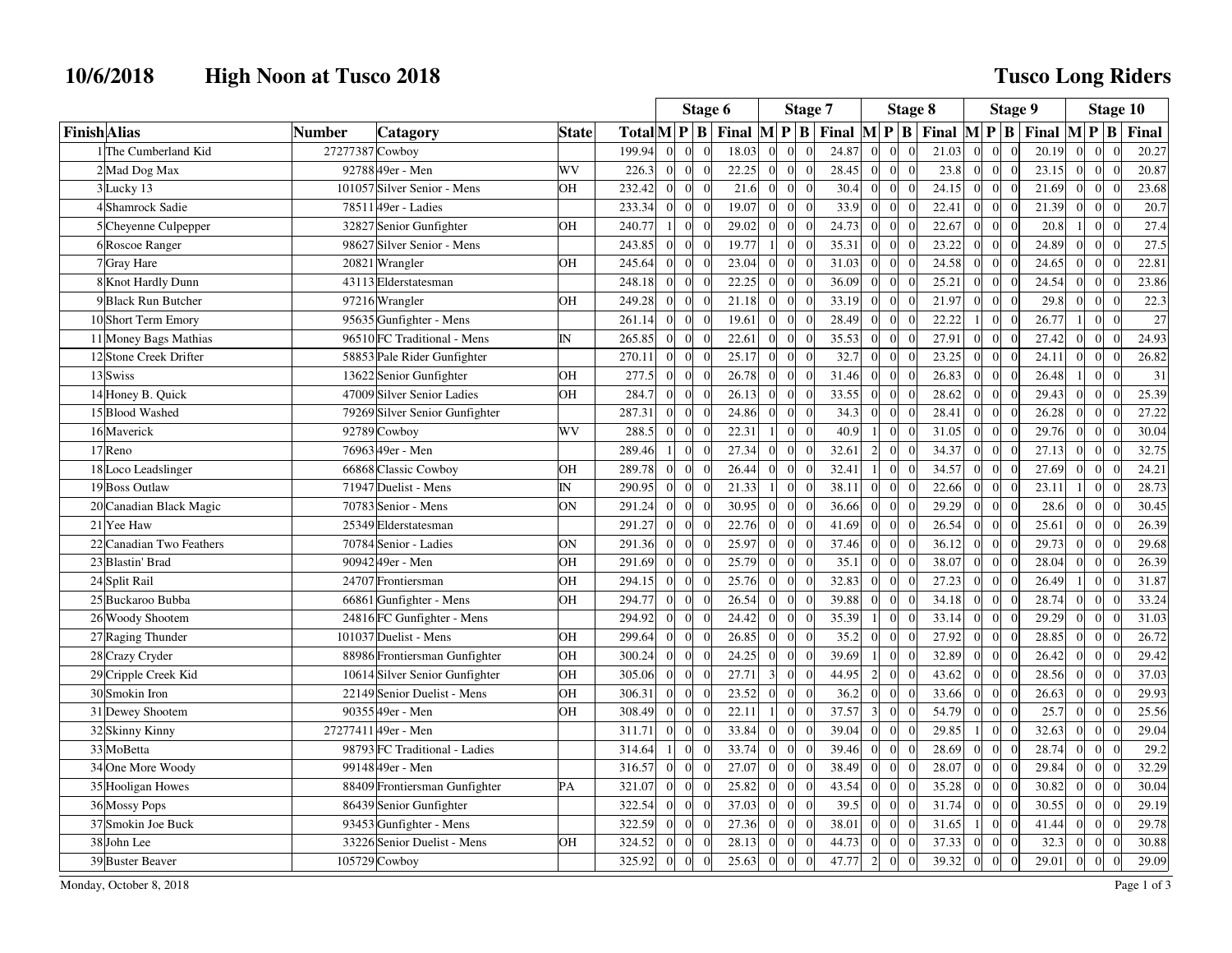# 10/6/2018 High Noon at Tusco 2018 Tusco Long Riders

| Finish | Alias | Number | Catagory | State | Total | Stage 6 | | | | Stage 7 | | | | Stage 8 | | | | Stage 9 | | | | Stage 10 | | | |
|---|---|---|---|---|---|---|---|---|---|---|---|---|---|---|---|---|---|---|---|---|---|---|---|---|---|
| | | | | | | M | P | B | Final | M | P | B | Final | M | P | B | Final | M | P | B | Final | M | P | B | Final |
| 1 | The Cumberland Kid | 27277387 | Cowboy | | 199.94 | 0 | 0 | 0 | 18.03 | 0 | 0 | 0 | 24.87 | 0 | 0 | 0 | 21.03 | 0 | 0 | 0 | 20.19 | 0 | 0 | 0 | 20.27 |
| 2 | Mad Dog Max | 92788 | 49er - Men | WV | 226.3 | 0 | 0 | 0 | 22.25 | 0 | 0 | 0 | 28.45 | 0 | 0 | 0 | 23.8 | 0 | 0 | 0 | 23.15 | 0 | 0 | 0 | 20.87 |
| 3 | Lucky 13 | 101057 | Silver Senior - Mens | OH | 232.42 | 0 | 0 | 0 | 21.6 | 0 | 0 | 0 | 30.4 | 0 | 0 | 0 | 24.15 | 0 | 0 | 0 | 21.69 | 0 | 0 | 0 | 23.68 |
| 4 | Shamrock Sadie | 78511 | 49er - Ladies | | 233.34 | 0 | 0 | 0 | 19.07 | 0 | 0 | 0 | 33.9 | 0 | 0 | 0 | 22.41 | 0 | 0 | 0 | 21.39 | 0 | 0 | 0 | 20.7 |
| 5 | Cheyenne Culpepper | 32827 | Senior Gunfighter | OH | 240.77 | 1 | 0 | 0 | 29.02 | 0 | 0 | 0 | 24.73 | 0 | 0 | 0 | 22.67 | 0 | 0 | 0 | 20.8 | 1 | 0 | 0 | 27.4 |
| 6 | Roscoe Ranger | 98627 | Silver Senior - Mens | | 243.85 | 0 | 0 | 0 | 19.77 | 1 | 0 | 0 | 35.31 | 0 | 0 | 0 | 23.22 | 0 | 0 | 0 | 24.89 | 0 | 0 | 0 | 27.5 |
| 7 | Gray Hare | 20821 | Wrangler | OH | 245.64 | 0 | 0 | 0 | 23.04 | 0 | 0 | 0 | 31.03 | 0 | 0 | 0 | 24.58 | 0 | 0 | 0 | 24.65 | 0 | 0 | 0 | 22.81 |
| 8 | Knot Hardly Dunn | 43113 | Elderstatesman | | 248.18 | 0 | 0 | 0 | 22.25 | 0 | 0 | 0 | 36.09 | 0 | 0 | 0 | 25.21 | 0 | 0 | 0 | 24.54 | 0 | 0 | 0 | 23.86 |
| 9 | Black Run Butcher | 97216 | Wrangler | OH | 249.28 | 0 | 0 | 0 | 21.18 | 0 | 0 | 0 | 33.19 | 0 | 0 | 0 | 21.97 | 0 | 0 | 0 | 29.8 | 0 | 0 | 0 | 22.3 |
| 10 | Short Term Emory | 95635 | Gunfighter - Mens | | 261.14 | 0 | 0 | 0 | 19.61 | 0 | 0 | 0 | 28.49 | 0 | 0 | 0 | 22.22 | 1 | 0 | 0 | 26.77 | 1 | 0 | 0 | 27 |
| 11 | Money Bags Mathias | 96510 | FC Traditional - Mens | IN | 265.85 | 0 | 0 | 0 | 22.61 | 0 | 0 | 0 | 35.53 | 0 | 0 | 0 | 27.91 | 0 | 0 | 0 | 27.42 | 0 | 0 | 0 | 24.93 |
| 12 | Stone Creek Drifter | 58853 | Pale Rider Gunfighter | | 270.11 | 0 | 0 | 0 | 25.17 | 0 | 0 | 0 | 32.7 | 0 | 0 | 0 | 23.25 | 0 | 0 | 0 | 24.11 | 0 | 0 | 0 | 26.82 |
| 13 | Swiss | 13622 | Senior Gunfighter | OH | 277.5 | 0 | 0 | 0 | 26.78 | 0 | 0 | 0 | 31.46 | 0 | 0 | 0 | 26.83 | 0 | 0 | 0 | 26.48 | 1 | 0 | 0 | 31 |
| 14 | Honey B. Quick | 47009 | Silver Senior Ladies | OH | 284.7 | 0 | 0 | 0 | 26.13 | 0 | 0 | 0 | 33.55 | 0 | 0 | 0 | 28.62 | 0 | 0 | 0 | 29.43 | 0 | 0 | 0 | 25.39 |
| 15 | Blood Washed | 79269 | Silver Senior Gunfighter | | 287.31 | 0 | 0 | 0 | 24.86 | 0 | 0 | 0 | 34.3 | 0 | 0 | 0 | 28.41 | 0 | 0 | 0 | 26.28 | 0 | 0 | 0 | 27.22 |
| 16 | Maverick | 92789 | Cowboy | WV | 288.5 | 0 | 0 | 0 | 22.31 | 1 | 0 | 0 | 40.9 | 1 | 0 | 0 | 31.05 | 0 | 0 | 0 | 29.76 | 0 | 0 | 0 | 30.04 |
| 17 | Reno | 76963 | 49er - Men | | 289.46 | 1 | 0 | 0 | 27.34 | 0 | 0 | 0 | 32.61 | 2 | 0 | 0 | 34.37 | 0 | 0 | 0 | 27.13 | 0 | 0 | 0 | 32.75 |
| 18 | Loco Leadslinger | 66868 | Classic Cowboy | OH | 289.78 | 0 | 0 | 0 | 26.44 | 0 | 0 | 0 | 32.41 | 1 | 0 | 0 | 34.57 | 0 | 0 | 0 | 27.69 | 0 | 0 | 0 | 24.21 |
| 19 | Boss Outlaw | 71947 | Duelist - Mens | IN | 290.95 | 0 | 0 | 0 | 21.33 | 1 | 0 | 0 | 38.11 | 0 | 0 | 0 | 22.66 | 0 | 0 | 0 | 23.11 | 1 | 0 | 0 | 28.73 |
| 20 | Canadian Black Magic | 70783 | Senior - Mens | ON | 291.24 | 0 | 0 | 0 | 30.95 | 0 | 0 | 0 | 36.66 | 0 | 0 | 0 | 29.29 | 0 | 0 | 0 | 28.6 | 0 | 0 | 0 | 30.45 |
| 21 | Yee Haw | 25349 | Elderstatesman | | 291.27 | 0 | 0 | 0 | 22.76 | 0 | 0 | 0 | 41.69 | 0 | 0 | 0 | 26.54 | 0 | 0 | 0 | 25.61 | 0 | 0 | 0 | 26.39 |
| 22 | Canadian Two Feathers | 70784 | Senior - Ladies | ON | 291.36 | 0 | 0 | 0 | 25.97 | 0 | 0 | 0 | 37.46 | 0 | 0 | 0 | 36.12 | 0 | 0 | 0 | 29.73 | 0 | 0 | 0 | 29.68 |
| 23 | Blastin' Brad | 90942 | 49er - Men | OH | 291.69 | 0 | 0 | 0 | 25.79 | 0 | 0 | 0 | 35.1 | 0 | 0 | 0 | 38.07 | 0 | 0 | 0 | 28.04 | 0 | 0 | 0 | 26.39 |
| 24 | Split Rail | 24707 | Frontiersman | OH | 294.15 | 0 | 0 | 0 | 25.76 | 0 | 0 | 0 | 32.83 | 0 | 0 | 0 | 27.23 | 0 | 0 | 0 | 26.49 | 1 | 0 | 0 | 31.87 |
| 25 | Buckaroo Bubba | 66861 | Gunfighter - Mens | OH | 294.77 | 0 | 0 | 0 | 26.54 | 0 | 0 | 0 | 39.88 | 0 | 0 | 0 | 34.18 | 0 | 0 | 0 | 28.74 | 0 | 0 | 0 | 33.24 |
| 26 | Woody Shootem | 24816 | FC Gunfighter - Mens | | 294.92 | 0 | 0 | 0 | 24.42 | 0 | 0 | 0 | 35.39 | 1 | 0 | 0 | 33.14 | 0 | 0 | 0 | 29.29 | 0 | 0 | 0 | 31.03 |
| 27 | Raging Thunder | 101037 | Duelist - Mens | OH | 299.64 | 0 | 0 | 0 | 26.85 | 0 | 0 | 0 | 35.2 | 0 | 0 | 0 | 27.92 | 0 | 0 | 0 | 28.85 | 0 | 0 | 0 | 26.72 |
| 28 | Crazy Cryder | 88986 | Frontiersman Gunfighter | OH | 300.24 | 0 | 0 | 0 | 24.25 | 0 | 0 | 0 | 39.69 | 1 | 0 | 0 | 32.89 | 0 | 0 | 0 | 26.42 | 0 | 0 | 0 | 29.42 |
| 29 | Cripple Creek Kid | 10614 | Silver Senior Gunfighter | OH | 305.06 | 0 | 0 | 0 | 27.71 | 3 | 0 | 0 | 44.95 | 2 | 0 | 0 | 43.62 | 0 | 0 | 0 | 28.56 | 0 | 0 | 0 | 37.03 |
| 30 | Smokin Iron | 22149 | Senior Duelist - Mens | OH | 306.31 | 0 | 0 | 0 | 23.52 | 0 | 0 | 0 | 36.2 | 0 | 0 | 0 | 33.66 | 0 | 0 | 0 | 26.63 | 0 | 0 | 0 | 29.93 |
| 31 | Dewey Shootem | 90355 | 49er - Men | OH | 308.49 | 0 | 0 | 0 | 22.11 | 1 | 0 | 0 | 37.57 | 3 | 0 | 0 | 54.79 | 0 | 0 | 0 | 25.7 | 0 | 0 | 0 | 25.56 |
| 32 | Skinny Kinny | 27277411 | 49er - Men | | 311.71 | 0 | 0 | 0 | 33.84 | 0 | 0 | 0 | 39.04 | 0 | 0 | 0 | 29.85 | 1 | 0 | 0 | 32.63 | 0 | 0 | 0 | 29.04 |
| 33 | MoBetta | 98793 | FC Traditional - Ladies | | 314.64 | 1 | 0 | 0 | 33.74 | 0 | 0 | 0 | 39.46 | 0 | 0 | 0 | 28.69 | 0 | 0 | 0 | 28.74 | 0 | 0 | 0 | 29.2 |
| 34 | One More Woody | 99148 | 49er - Men | | 316.57 | 0 | 0 | 0 | 27.07 | 0 | 0 | 0 | 38.49 | 0 | 0 | 0 | 28.07 | 0 | 0 | 0 | 29.84 | 0 | 0 | 0 | 32.29 |
| 35 | Hooligan Howes | 88409 | Frontiersman Gunfighter | PA | 321.07 | 0 | 0 | 0 | 25.82 | 0 | 0 | 0 | 43.54 | 0 | 0 | 0 | 35.28 | 0 | 0 | 0 | 30.82 | 0 | 0 | 0 | 30.04 |
| 36 | Mossy Pops | 86439 | Senior Gunfighter | | 322.54 | 0 | 0 | 0 | 37.03 | 0 | 0 | 0 | 39.5 | 0 | 0 | 0 | 31.74 | 0 | 0 | 0 | 30.55 | 0 | 0 | 0 | 29.19 |
| 37 | Smokin Joe Buck | 93453 | Gunfighter - Mens | | 322.59 | 0 | 0 | 0 | 27.36 | 0 | 0 | 0 | 38.01 | 0 | 0 | 0 | 31.65 | 1 | 0 | 0 | 41.44 | 0 | 0 | 0 | 29.78 |
| 38 | John Lee | 33226 | Senior Duelist - Mens | OH | 324.52 | 0 | 0 | 0 | 28.13 | 0 | 0 | 0 | 44.73 | 0 | 0 | 0 | 37.33 | 0 | 0 | 0 | 32.3 | 0 | 0 | 0 | 30.88 |
| 39 | Buster Beaver | 105729 | Cowboy | | 325.92 | 0 | 0 | 0 | 25.63 | 0 | 0 | 0 | 47.77 | 2 | 0 | 0 | 39.32 | 0 | 0 | 0 | 29.01 | 0 | 0 | 0 | 29.09 |

Monday, October 8, 2018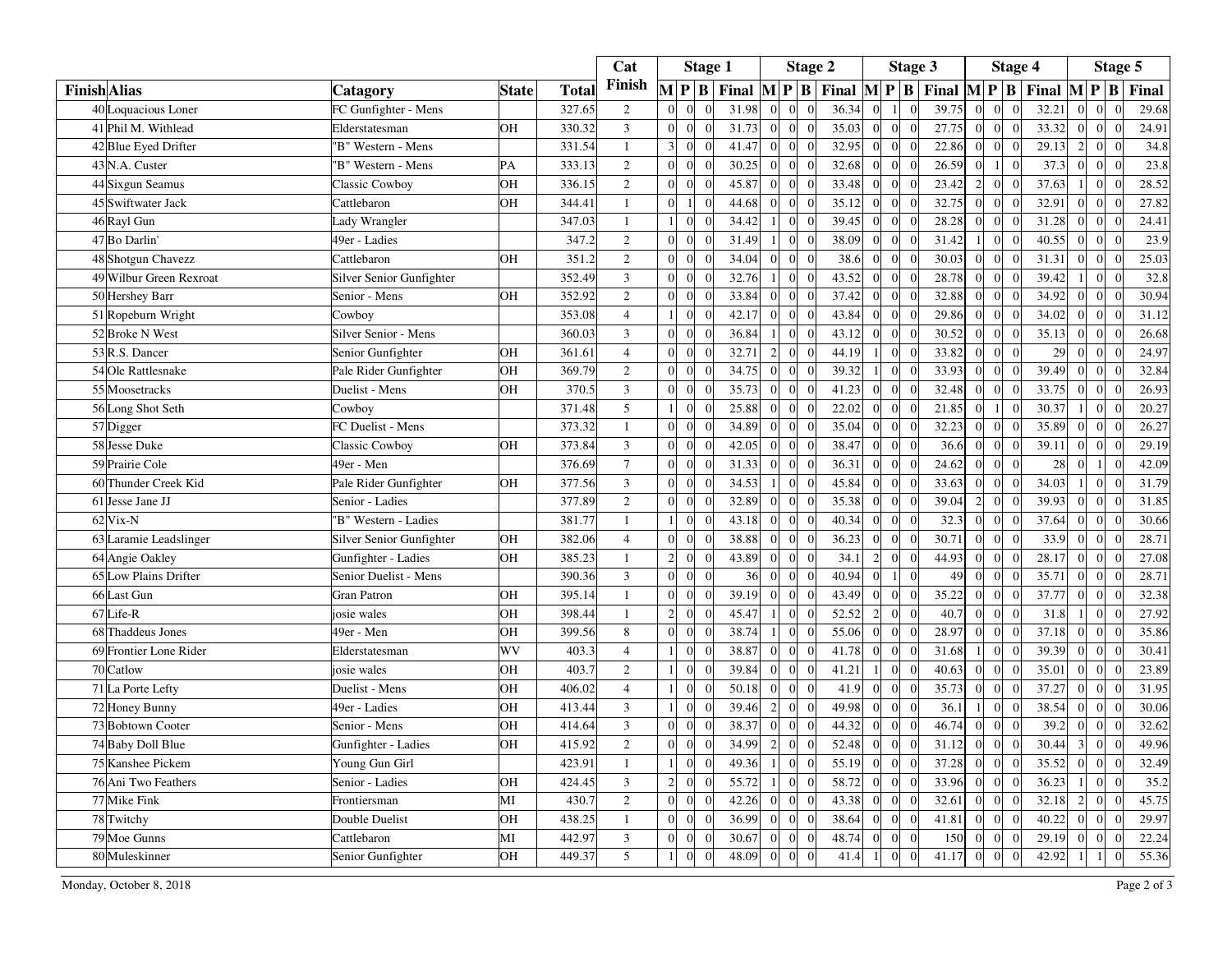| Finish | Alias | Catagory | State | Total | Cat Finish | Stage 1 | | | | Stage 2 | | | | Stage 3 | | | | Stage 4 | | | | Stage 5 | | | |
|---|---|---|---|---|---|---|---|---|---|---|---|---|---|---|---|---|---|---|---|---|---|---|---|---|---|
| | | | | | | M | P | B | Final | M | P | B | Final | M | P | B | Final | M | P | B | Final | M | P | B | Final |
| 40 | Loquacious Loner | FC Gunfighter - Mens | | 327.65 | 2 | 0 | 0 | 0 | 31.98 | 0 | 0 | 0 | 36.34 | 0 | 1 | 0 | 39.75 | 0 | 0 | 0 | 32.21 | 0 | 0 | 0 | 29.68 |
| 41 | Phil M. Withlead | Elderstatesman | OH | 330.32 | 3 | 0 | 0 | 0 | 31.73 | 0 | 0 | 0 | 35.03 | 0 | 0 | 0 | 27.75 | 0 | 0 | 0 | 33.32 | 0 | 0 | 0 | 24.91 |
| 42 | Blue Eyed Drifter | "B" Western - Mens | | 331.54 | 1 | 3 | 0 | 0 | 41.47 | 0 | 0 | 0 | 32.95 | 0 | 0 | 0 | 22.86 | 0 | 0 | 0 | 29.13 | 2 | 0 | 0 | 34.8 |
| 43 | N.A. Custer | "B" Western - Mens | PA | 333.13 | 2 | 0 | 0 | 0 | 30.25 | 0 | 0 | 0 | 32.68 | 0 | 0 | 0 | 26.59 | 0 | 1 | 0 | 37.3 | 0 | 0 | 0 | 23.8 |
| 44 | Sixgun Seamus | Classic Cowboy | OH | 336.15 | 2 | 0 | 0 | 0 | 45.87 | 0 | 0 | 0 | 33.48 | 0 | 0 | 0 | 23.42 | 2 | 0 | 0 | 37.63 | 1 | 0 | 0 | 28.52 |
| 45 | Swiftwater Jack | Cattlebaron | OH | 344.41 | 1 | 0 | 1 | 0 | 44.68 | 0 | 0 | 0 | 35.12 | 0 | 0 | 0 | 32.75 | 0 | 0 | 0 | 32.91 | 0 | 0 | 0 | 27.82 |
| 46 | Rayl Gun | Lady Wrangler | | 347.03 | 1 | 1 | 0 | 0 | 34.42 | 1 | 0 | 0 | 39.45 | 0 | 0 | 0 | 28.28 | 0 | 0 | 0 | 31.28 | 0 | 0 | 0 | 24.41 |
| 47 | Bo Darlin' | 49er - Ladies | | 347.2 | 2 | 0 | 0 | 0 | 31.49 | 1 | 0 | 0 | 38.09 | 0 | 0 | 0 | 31.42 | 1 | 0 | 0 | 40.55 | 0 | 0 | 0 | 23.9 |
| 48 | Shotgun Chavezz | Cattlebaron | OH | 351.2 | 2 | 0 | 0 | 0 | 34.04 | 0 | 0 | 0 | 38.6 | 0 | 0 | 0 | 30.03 | 0 | 0 | 0 | 31.31 | 0 | 0 | 0 | 25.03 |
| 49 | Wilbur Green Rexroat | Silver Senior Gunfighter | | 352.49 | 3 | 0 | 0 | 0 | 32.76 | 1 | 0 | 0 | 43.52 | 0 | 0 | 0 | 28.78 | 0 | 0 | 0 | 39.42 | 1 | 0 | 0 | 32.8 |
| 50 | Hershey Barr | Senior - Mens | OH | 352.92 | 2 | 0 | 0 | 0 | 33.84 | 0 | 0 | 0 | 37.42 | 0 | 0 | 0 | 32.88 | 0 | 0 | 0 | 34.92 | 0 | 0 | 0 | 30.94 |
| 51 | Ropeburn Wright | Cowboy | | 353.08 | 4 | 1 | 0 | 0 | 42.17 | 0 | 0 | 0 | 43.84 | 0 | 0 | 0 | 29.86 | 0 | 0 | 0 | 34.02 | 0 | 0 | 0 | 31.12 |
| 52 | Broke N West | Silver Senior - Mens | | 360.03 | 3 | 0 | 0 | 0 | 36.84 | 1 | 0 | 0 | 43.12 | 0 | 0 | 0 | 30.52 | 0 | 0 | 0 | 35.13 | 0 | 0 | 0 | 26.68 |
| 53 | R.S. Dancer | Senior Gunfighter | OH | 361.61 | 4 | 0 | 0 | 0 | 32.71 | 2 | 0 | 0 | 44.19 | 1 | 0 | 0 | 33.82 | 0 | 0 | 0 | 29 | 0 | 0 | 0 | 24.97 |
| 54 | Ole Rattlesnake | Pale Rider Gunfighter | OH | 369.79 | 2 | 0 | 0 | 0 | 34.75 | 0 | 0 | 0 | 39.32 | 1 | 0 | 0 | 33.93 | 0 | 0 | 0 | 39.49 | 0 | 0 | 0 | 32.84 |
| 55 | Moosetracks | Duelist - Mens | OH | 370.5 | 3 | 0 | 0 | 0 | 35.73 | 0 | 0 | 0 | 41.23 | 0 | 0 | 0 | 32.48 | 0 | 0 | 0 | 33.75 | 0 | 0 | 0 | 26.93 |
| 56 | Long Shot Seth | Cowboy | | 371.48 | 5 | 1 | 0 | 0 | 25.88 | 0 | 0 | 0 | 22.02 | 0 | 0 | 0 | 21.85 | 0 | 1 | 0 | 30.37 | 1 | 0 | 0 | 20.27 |
| 57 | Digger | FC Duelist - Mens | | 373.32 | 1 | 0 | 0 | 0 | 34.89 | 0 | 0 | 0 | 35.04 | 0 | 0 | 0 | 32.23 | 0 | 0 | 0 | 35.89 | 0 | 0 | 0 | 26.27 |
| 58 | Jesse Duke | Classic Cowboy | OH | 373.84 | 3 | 0 | 0 | 0 | 42.05 | 0 | 0 | 0 | 38.47 | 0 | 0 | 0 | 36.6 | 0 | 0 | 0 | 39.11 | 0 | 0 | 0 | 29.19 |
| 59 | Prairie Cole | 49er - Men | | 376.69 | 7 | 0 | 0 | 0 | 31.33 | 0 | 0 | 0 | 36.31 | 0 | 0 | 0 | 24.62 | 0 | 0 | 0 | 28 | 0 | 1 | 0 | 42.09 |
| 60 | Thunder Creek Kid | Pale Rider Gunfighter | OH | 377.56 | 3 | 0 | 0 | 0 | 34.53 | 1 | 0 | 0 | 45.84 | 0 | 0 | 0 | 33.63 | 0 | 0 | 0 | 34.03 | 1 | 0 | 0 | 31.79 |
| 61 | Jesse Jane JJ | Senior - Ladies | | 377.89 | 2 | 0 | 0 | 0 | 32.89 | 0 | 0 | 0 | 35.38 | 0 | 0 | 0 | 39.04 | 2 | 0 | 0 | 39.93 | 0 | 0 | 0 | 31.85 |
| 62 | Vix-N | "B" Western - Ladies | | 381.77 | 1 | 1 | 0 | 0 | 43.18 | 0 | 0 | 0 | 40.34 | 0 | 0 | 0 | 32.3 | 0 | 0 | 0 | 37.64 | 0 | 0 | 0 | 30.66 |
| 63 | Laramie Leadslinger | Silver Senior Gunfighter | OH | 382.06 | 4 | 0 | 0 | 0 | 38.88 | 0 | 0 | 0 | 36.23 | 0 | 0 | 0 | 30.71 | 0 | 0 | 0 | 33.9 | 0 | 0 | 0 | 28.71 |
| 64 | Angie Oakley | Gunfighter - Ladies | OH | 385.23 | 1 | 2 | 0 | 0 | 43.89 | 0 | 0 | 0 | 34.1 | 2 | 0 | 0 | 44.93 | 0 | 0 | 0 | 28.17 | 0 | 0 | 0 | 27.08 |
| 65 | Low Plains Drifter | Senior Duelist - Mens | | 390.36 | 3 | 0 | 0 | 0 | 36 | 0 | 0 | 0 | 40.94 | 0 | 1 | 0 | 49 | 0 | 0 | 0 | 35.71 | 0 | 0 | 0 | 28.71 |
| 66 | Last Gun | Gran Patron | OH | 395.14 | 1 | 0 | 0 | 0 | 39.19 | 0 | 0 | 0 | 43.49 | 0 | 0 | 0 | 35.22 | 0 | 0 | 0 | 37.77 | 0 | 0 | 0 | 32.38 |
| 67 | Life-R | josie wales | OH | 398.44 | 1 | 2 | 0 | 0 | 45.47 | 1 | 0 | 0 | 52.52 | 2 | 0 | 0 | 40.7 | 0 | 0 | 0 | 31.8 | 1 | 0 | 0 | 27.92 |
| 68 | Thaddeus Jones | 49er - Men | OH | 399.56 | 8 | 0 | 0 | 0 | 38.74 | 1 | 0 | 0 | 55.06 | 0 | 0 | 0 | 28.97 | 0 | 0 | 0 | 37.18 | 0 | 0 | 0 | 35.86 |
| 69 | Frontier Lone Rider | Elderstatesman | WV | 403.3 | 4 | 1 | 0 | 0 | 38.87 | 0 | 0 | 0 | 41.78 | 0 | 0 | 0 | 31.68 | 1 | 0 | 0 | 39.39 | 0 | 0 | 0 | 30.41 |
| 70 | Catlow | josie wales | OH | 403.7 | 2 | 1 | 0 | 0 | 39.84 | 0 | 0 | 0 | 41.21 | 1 | 0 | 0 | 40.63 | 0 | 0 | 0 | 35.01 | 0 | 0 | 0 | 23.89 |
| 71 | La Porte Lefty | Duelist - Mens | OH | 406.02 | 4 | 1 | 0 | 0 | 50.18 | 0 | 0 | 0 | 41.9 | 0 | 0 | 0 | 35.73 | 0 | 0 | 0 | 37.27 | 0 | 0 | 0 | 31.95 |
| 72 | Honey Bunny | 49er - Ladies | OH | 413.44 | 3 | 1 | 0 | 0 | 39.46 | 2 | 0 | 0 | 49.98 | 0 | 0 | 0 | 36.1 | 1 | 0 | 0 | 38.54 | 0 | 0 | 0 | 30.06 |
| 73 | Bobtown Cooter | Senior - Mens | OH | 414.64 | 3 | 0 | 0 | 0 | 38.37 | 0 | 0 | 0 | 44.32 | 0 | 0 | 0 | 46.74 | 0 | 0 | 0 | 39.2 | 0 | 0 | 0 | 32.62 |
| 74 | Baby Doll Blue | Gunfighter - Ladies | OH | 415.92 | 2 | 0 | 0 | 0 | 34.99 | 2 | 0 | 0 | 52.48 | 0 | 0 | 0 | 31.12 | 0 | 0 | 0 | 30.44 | 3 | 0 | 0 | 49.96 |
| 75 | Kanshee Pickem | Young Gun Girl | | 423.91 | 1 | 1 | 0 | 0 | 49.36 | 1 | 0 | 0 | 55.19 | 0 | 0 | 0 | 37.28 | 0 | 0 | 0 | 35.52 | 0 | 0 | 0 | 32.49 |
| 76 | Ani Two Feathers | Senior - Ladies | OH | 424.45 | 3 | 2 | 0 | 0 | 55.72 | 1 | 0 | 0 | 58.72 | 0 | 0 | 0 | 33.96 | 0 | 0 | 0 | 36.23 | 1 | 0 | 0 | 35.2 |
| 77 | Mike Fink | Frontiersman | MI | 430.7 | 2 | 0 | 0 | 0 | 42.26 | 0 | 0 | 0 | 43.38 | 0 | 0 | 0 | 32.61 | 0 | 0 | 0 | 32.18 | 2 | 0 | 0 | 45.75 |
| 78 | Twitchy | Double Duelist | OH | 438.25 | 1 | 0 | 0 | 0 | 36.99 | 0 | 0 | 0 | 38.64 | 0 | 0 | 0 | 41.81 | 0 | 0 | 0 | 40.22 | 0 | 0 | 0 | 29.97 |
| 79 | Moe Gunns | Cattlebaron | MI | 442.97 | 3 | 0 | 0 | 0 | 30.67 | 0 | 0 | 0 | 48.74 | 0 | 0 | 0 | 150 | 0 | 0 | 0 | 29.19 | 0 | 0 | 0 | 22.24 |
| 80 | Muleskinner | Senior Gunfighter | OH | 449.37 | 5 | 1 | 0 | 0 | 48.09 | 0 | 0 | 0 | 41.4 | 1 | 0 | 0 | 41.17 | 0 | 0 | 0 | 42.92 | 1 | 1 | 0 | 55.36 |

Monday, October 8, 2018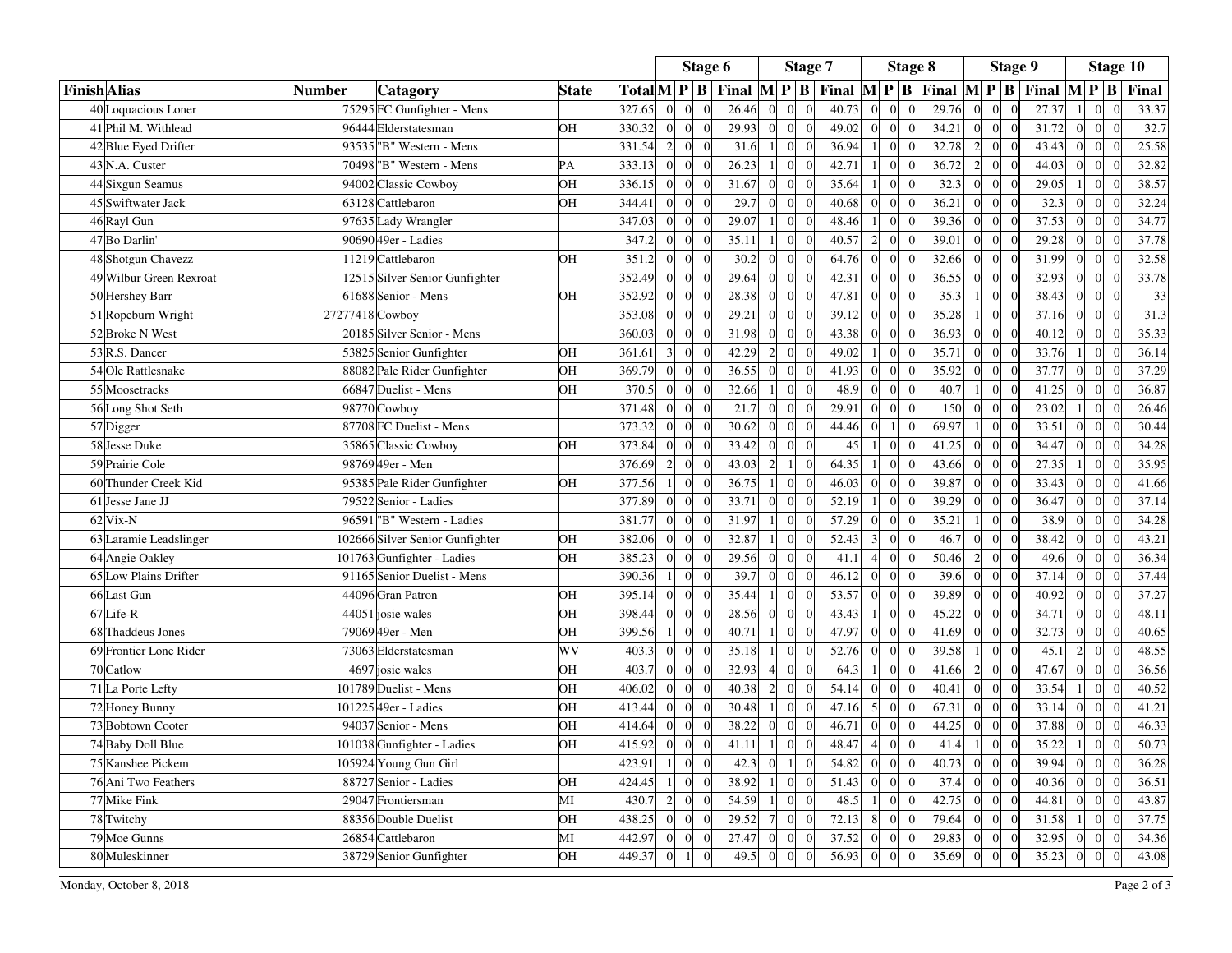| Finish | Alias | Number | Catagory | State | Total | Stage 6 M | P | B | Final | Stage 7 M | P | B | Final | Stage 8 M | P | B | Final | Stage 9 M | P | B | Final | Stage 10 M | P | B | Final |
|---|---|---|---|---|---|---|---|---|---|---|---|---|---|---|---|---|---|---|---|---|---|---|---|---|---|
| 40 | Loquacious Loner | 75295 | FC Gunfighter - Mens | | 327.65 | 0 | 0 | 0 | 26.46 | 0 | 0 | 0 | 40.73 | 0 | 0 | 0 | 29.76 | 0 | 0 | 0 | 27.37 | 1 | 0 | 0 | 33.37 |
| 41 | Phil M. Withlead | 96444 | Elderstatesman | OH | 330.32 | 0 | 0 | 0 | 29.93 | 0 | 0 | 0 | 49.02 | 0 | 0 | 0 | 34.21 | 0 | 0 | 0 | 31.72 | 0 | 0 | 0 | 32.7 |
| 42 | Blue Eyed Drifter | 93535 | "B" Western - Mens | | 331.54 | 2 | 0 | 0 | 31.6 | 1 | 0 | 0 | 36.94 | 1 | 0 | 0 | 32.78 | 2 | 0 | 0 | 43.43 | 0 | 0 | 0 | 25.58 |
| 43 | N.A. Custer | 70498 | "B" Western - Mens | PA | 333.13 | 0 | 0 | 0 | 26.23 | 1 | 0 | 0 | 42.71 | 1 | 0 | 0 | 36.72 | 2 | 0 | 0 | 44.03 | 0 | 0 | 0 | 32.82 |
| 44 | Sixgun Seamus | 94002 | Classic Cowboy | OH | 336.15 | 0 | 0 | 0 | 31.67 | 0 | 0 | 0 | 35.64 | 1 | 0 | 0 | 32.3 | 0 | 0 | 0 | 29.05 | 1 | 0 | 0 | 38.57 |
| 45 | Swiftwater Jack | 63128 | Cattlebaron | OH | 344.41 | 0 | 0 | 0 | 29.7 | 0 | 0 | 0 | 40.68 | 0 | 0 | 0 | 36.21 | 0 | 0 | 0 | 32.3 | 0 | 0 | 0 | 32.24 |
| 46 | Rayl Gun | 97635 | Lady Wrangler | | 347.03 | 0 | 0 | 0 | 29.07 | 1 | 0 | 0 | 48.46 | 1 | 0 | 0 | 39.36 | 0 | 0 | 0 | 37.53 | 0 | 0 | 0 | 34.77 |
| 47 | Bo Darlin' | 90690 | 49er - Ladies | | 347.2 | 0 | 0 | 0 | 35.11 | 1 | 0 | 0 | 40.57 | 2 | 0 | 0 | 39.01 | 0 | 0 | 0 | 29.28 | 0 | 0 | 0 | 37.78 |
| 48 | Shotgun Chavezz | 11219 | Cattlebaron | OH | 351.2 | 0 | 0 | 0 | 30.2 | 0 | 0 | 0 | 64.76 | 0 | 0 | 0 | 32.66 | 0 | 0 | 0 | 31.99 | 0 | 0 | 0 | 32.58 |
| 49 | Wilbur Green Rexroat | 12515 | Silver Senior Gunfighter | | 352.49 | 0 | 0 | 0 | 29.64 | 0 | 0 | 0 | 42.31 | 0 | 0 | 0 | 36.55 | 0 | 0 | 0 | 32.93 | 0 | 0 | 0 | 33.78 |
| 50 | Hershey Barr | 61688 | Senior - Mens | OH | 352.92 | 0 | 0 | 0 | 28.38 | 0 | 0 | 0 | 47.81 | 0 | 0 | 0 | 35.3 | 1 | 0 | 0 | 38.43 | 0 | 0 | 0 | 33 |
| 51 | Ropeburn Wright | 27277418 | Cowboy | | 353.08 | 0 | 0 | 0 | 29.21 | 0 | 0 | 0 | 39.12 | 0 | 0 | 0 | 35.28 | 1 | 0 | 0 | 37.16 | 0 | 0 | 0 | 31.3 |
| 52 | Broke N West | 20185 | Silver Senior - Mens | | 360.03 | 0 | 0 | 0 | 31.98 | 0 | 0 | 0 | 43.38 | 0 | 0 | 0 | 36.93 | 0 | 0 | 0 | 40.12 | 0 | 0 | 0 | 35.33 |
| 53 | R.S. Dancer | 53825 | Senior Gunfighter | OH | 361.61 | 3 | 0 | 0 | 42.29 | 2 | 0 | 0 | 49.02 | 1 | 0 | 0 | 35.71 | 0 | 0 | 0 | 33.76 | 1 | 0 | 0 | 36.14 |
| 54 | Ole Rattlesnake | 88082 | Pale Rider Gunfighter | OH | 369.79 | 0 | 0 | 0 | 36.55 | 0 | 0 | 0 | 41.93 | 0 | 0 | 0 | 35.92 | 0 | 0 | 0 | 37.77 | 0 | 0 | 0 | 37.29 |
| 55 | Moosetracks | 66847 | Duelist - Mens | OH | 370.5 | 0 | 0 | 0 | 32.66 | 1 | 0 | 0 | 48.9 | 0 | 0 | 0 | 40.7 | 1 | 0 | 0 | 41.25 | 0 | 0 | 0 | 36.87 |
| 56 | Long Shot Seth | 98770 | Cowboy | | 371.48 | 0 | 0 | 0 | 21.7 | 0 | 0 | 0 | 29.91 | 0 | 0 | 0 | 150 | 0 | 0 | 0 | 23.02 | 1 | 0 | 0 | 26.46 |
| 57 | Digger | 87708 | FC Duelist - Mens | | 373.32 | 0 | 0 | 0 | 30.62 | 0 | 0 | 0 | 44.46 | 0 | 1 | 0 | 69.97 | 1 | 0 | 0 | 33.51 | 0 | 0 | 0 | 30.44 |
| 58 | Jesse Duke | 35865 | Classic Cowboy | OH | 373.84 | 0 | 0 | 0 | 33.42 | 0 | 0 | 0 | 45 | 1 | 0 | 0 | 41.25 | 0 | 0 | 0 | 34.47 | 0 | 0 | 0 | 34.28 |
| 59 | Prairie Cole | 98769 | 49er - Men | | 376.69 | 2 | 0 | 0 | 43.03 | 2 | 1 | 0 | 64.35 | 1 | 0 | 0 | 43.66 | 0 | 0 | 0 | 27.35 | 1 | 0 | 0 | 35.95 |
| 60 | Thunder Creek Kid | 95385 | Pale Rider Gunfighter | OH | 377.56 | 1 | 0 | 0 | 36.75 | 1 | 0 | 0 | 46.03 | 0 | 0 | 0 | 39.87 | 0 | 0 | 0 | 33.43 | 0 | 0 | 0 | 41.66 |
| 61 | Jesse Jane JJ | 79522 | Senior - Ladies | | 377.89 | 0 | 0 | 0 | 33.71 | 0 | 0 | 0 | 52.19 | 1 | 0 | 0 | 39.29 | 0 | 0 | 0 | 36.47 | 0 | 0 | 0 | 37.14 |
| 62 | Vix-N | 96591 | "B" Western - Ladies | | 381.77 | 0 | 0 | 0 | 31.97 | 1 | 0 | 0 | 57.29 | 0 | 0 | 0 | 35.21 | 1 | 0 | 0 | 38.9 | 0 | 0 | 0 | 34.28 |
| 63 | Laramie Leadslinger | 102666 | Silver Senior Gunfighter | OH | 382.06 | 0 | 0 | 0 | 32.87 | 1 | 0 | 0 | 52.43 | 3 | 0 | 0 | 46.7 | 0 | 0 | 0 | 38.42 | 0 | 0 | 0 | 43.21 |
| 64 | Angie Oakley | 101763 | Gunfighter - Ladies | OH | 385.23 | 0 | 0 | 0 | 29.56 | 0 | 0 | 0 | 41.1 | 4 | 0 | 0 | 50.46 | 2 | 0 | 0 | 49.6 | 0 | 0 | 0 | 36.34 |
| 65 | Low Plains Drifter | 91165 | Senior Duelist - Mens | | 390.36 | 1 | 0 | 0 | 39.7 | 0 | 0 | 0 | 46.12 | 0 | 0 | 0 | 39.6 | 0 | 0 | 0 | 37.14 | 0 | 0 | 0 | 37.44 |
| 66 | Last Gun | 44096 | Gran Patron | OH | 395.14 | 0 | 0 | 0 | 35.44 | 1 | 0 | 0 | 53.57 | 0 | 0 | 0 | 39.89 | 0 | 0 | 0 | 40.92 | 0 | 0 | 0 | 37.27 |
| 67 | Life-R | 44051 | josie wales | OH | 398.44 | 0 | 0 | 0 | 28.56 | 0 | 0 | 0 | 43.43 | 1 | 0 | 0 | 45.22 | 0 | 0 | 0 | 34.71 | 0 | 0 | 0 | 48.11 |
| 68 | Thaddeus Jones | 79069 | 49er - Men | OH | 399.56 | 1 | 0 | 0 | 40.71 | 1 | 0 | 0 | 47.97 | 0 | 0 | 0 | 41.69 | 0 | 0 | 0 | 32.73 | 0 | 0 | 0 | 40.65 |
| 69 | Frontier Lone Rider | 73063 | Elderstatesman | WV | 403.3 | 0 | 0 | 0 | 35.18 | 1 | 0 | 0 | 52.76 | 0 | 0 | 0 | 39.58 | 1 | 0 | 0 | 45.1 | 2 | 0 | 0 | 48.55 |
| 70 | Catlow | 4697 | josie wales | OH | 403.7 | 0 | 0 | 0 | 32.93 | 4 | 0 | 0 | 64.3 | 1 | 0 | 0 | 41.66 | 2 | 0 | 0 | 47.67 | 0 | 0 | 0 | 36.56 |
| 71 | La Porte Lefty | 101789 | Duelist - Mens | OH | 406.02 | 0 | 0 | 0 | 40.38 | 2 | 0 | 0 | 54.14 | 0 | 0 | 0 | 40.41 | 0 | 0 | 0 | 33.54 | 1 | 0 | 0 | 40.52 |
| 72 | Honey Bunny | 101225 | 49er - Ladies | OH | 413.44 | 0 | 0 | 0 | 30.48 | 1 | 0 | 0 | 47.16 | 5 | 0 | 0 | 67.31 | 0 | 0 | 0 | 33.14 | 0 | 0 | 0 | 41.21 |
| 73 | Bobtown Cooter | 94037 | Senior - Mens | OH | 414.64 | 0 | 0 | 0 | 38.22 | 0 | 0 | 0 | 46.71 | 0 | 0 | 0 | 44.25 | 0 | 0 | 0 | 37.88 | 0 | 0 | 0 | 46.33 |
| 74 | Baby Doll Blue | 101038 | Gunfighter - Ladies | OH | 415.92 | 0 | 0 | 0 | 41.11 | 1 | 0 | 0 | 48.47 | 4 | 0 | 0 | 41.4 | 1 | 0 | 0 | 35.22 | 1 | 0 | 0 | 50.73 |
| 75 | Kanshee Pickem | 105924 | Young Gun Girl | | 423.91 | 1 | 0 | 0 | 42.3 | 0 | 1 | 0 | 54.82 | 0 | 0 | 0 | 40.73 | 0 | 0 | 0 | 39.94 | 0 | 0 | 0 | 36.28 |
| 76 | Ani Two Feathers | 88727 | Senior - Ladies | OH | 424.45 | 1 | 0 | 0 | 38.92 | 1 | 0 | 0 | 51.43 | 0 | 0 | 0 | 37.4 | 0 | 0 | 0 | 40.36 | 0 | 0 | 0 | 36.51 |
| 77 | Mike Fink | 29047 | Frontiersman | MI | 430.7 | 2 | 0 | 0 | 54.59 | 1 | 0 | 0 | 48.5 | 1 | 0 | 0 | 42.75 | 0 | 0 | 0 | 44.81 | 0 | 0 | 0 | 43.87 |
| 78 | Twitchy | 88356 | Double Duelist | OH | 438.25 | 0 | 0 | 0 | 29.52 | 7 | 0 | 0 | 72.13 | 8 | 0 | 0 | 79.64 | 0 | 0 | 0 | 31.58 | 1 | 0 | 0 | 37.75 |
| 79 | Moe Gunns | 26854 | Cattlebaron | MI | 442.97 | 0 | 0 | 0 | 27.47 | 0 | 0 | 0 | 37.52 | 0 | 0 | 0 | 29.83 | 0 | 0 | 0 | 32.95 | 0 | 0 | 0 | 34.36 |
| 80 | Muleskinner | 38729 | Senior Gunfighter | OH | 449.37 | 0 | 1 | 0 | 49.5 | 0 | 0 | 0 | 56.93 | 0 | 0 | 0 | 35.69 | 0 | 0 | 0 | 35.23 | 0 | 0 | 0 | 43.08 |

Monday, October 8, 2018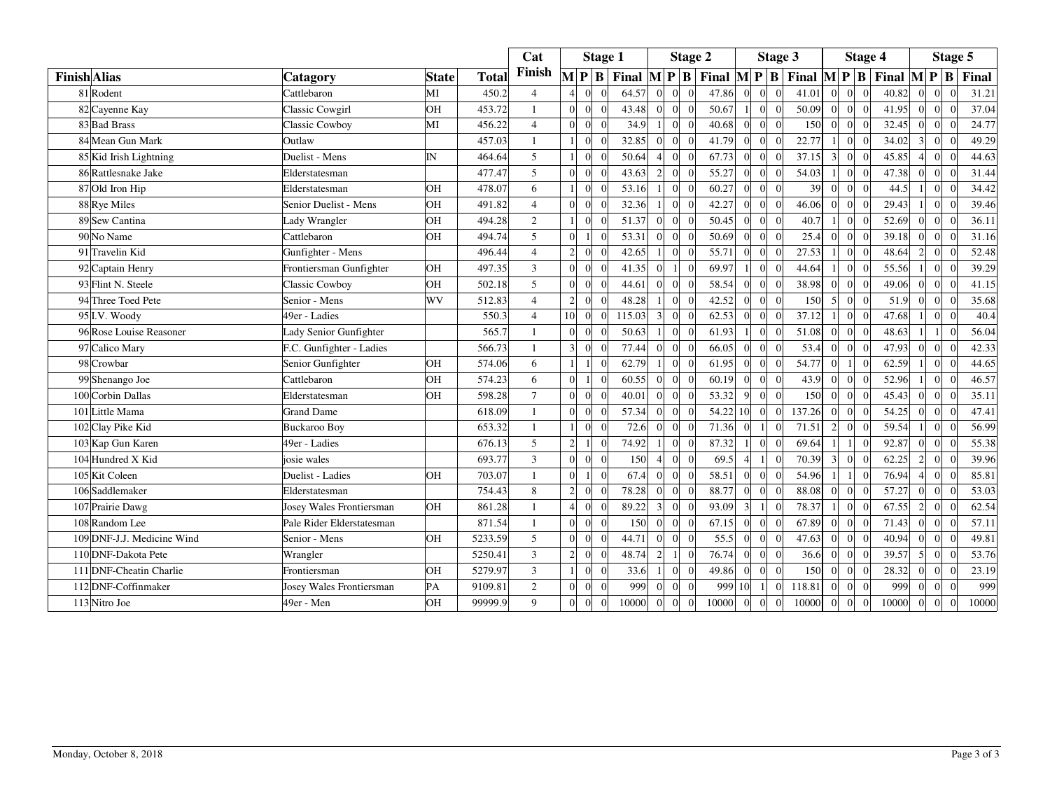| | | | | Cat | Stage 1 | | | | Stage 2 | | | | Stage 3 | | | | Stage 4 | | | | Stage 5 | | | |
|---|---|---|---|---|---|---|---|---|---|---|---|---|---|---|---|---|---|---|---|---|---|---|---|---|
| Finish Alias | Catagory | State | Total | Finish | M | P | B | Final | M | P | B | Final | M | P | B | Final | M | P | B | Final | M | P | B | Final |
| 81 Rodent | Cattlebaron | MI | 450.2 | 4 | 4 | 0 | 0 | 64.57 | 0 | 0 | 0 | 47.86 | 0 | 0 | 0 | 41.01 | 0 | 0 | 0 | 40.82 | 0 | 0 | 0 | 31.21 |
| 82 Cayenne Kay | Classic Cowgirl | OH | 453.72 | 1 | 0 | 0 | 0 | 43.48 | 0 | 0 | 0 | 50.67 | 1 | 0 | 0 | 50.09 | 0 | 0 | 0 | 41.95 | 0 | 0 | 0 | 37.04 |
| 83 Bad Brass | Classic Cowboy | MI | 456.22 | 4 | 0 | 0 | 0 | 34.9 | 1 | 0 | 0 | 40.68 | 0 | 0 | 0 | 150 | 0 | 0 | 0 | 32.45 | 0 | 0 | 0 | 24.77 |
| 84 Mean Gun Mark | Outlaw | | 457.03 | 1 | 1 | 0 | 0 | 32.85 | 0 | 0 | 0 | 41.79 | 0 | 0 | 0 | 22.77 | 1 | 0 | 0 | 34.02 | 3 | 0 | 0 | 49.29 |
| 85 Kid Irish Lightning | Duelist - Mens | IN | 464.64 | 5 | 1 | 0 | 0 | 50.64 | 4 | 0 | 0 | 67.73 | 0 | 0 | 0 | 37.15 | 3 | 0 | 0 | 45.85 | 4 | 0 | 0 | 44.63 |
| 86 Rattlesnake Jake | Elderstatesman | | 477.47 | 5 | 0 | 0 | 0 | 43.63 | 2 | 0 | 0 | 55.27 | 0 | 0 | 0 | 54.03 | 1 | 0 | 0 | 47.38 | 0 | 0 | 0 | 31.44 |
| 87 Old Iron Hip | Elderstatesman | OH | 478.07 | 6 | 1 | 0 | 0 | 53.16 | 1 | 0 | 0 | 60.27 | 0 | 0 | 0 | 39 | 0 | 0 | 0 | 44.5 | 1 | 0 | 0 | 34.42 |
| 88 Rye Miles | Senior Duelist - Mens | OH | 491.82 | 4 | 0 | 0 | 0 | 32.36 | 1 | 0 | 0 | 42.27 | 0 | 0 | 0 | 46.06 | 0 | 0 | 0 | 29.43 | 1 | 0 | 0 | 39.46 |
| 89 Sew Cantina | Lady Wrangler | OH | 494.28 | 2 | 1 | 0 | 0 | 51.37 | 0 | 0 | 0 | 50.45 | 0 | 0 | 0 | 40.7 | 1 | 0 | 0 | 52.69 | 0 | 0 | 0 | 36.11 |
| 90 No Name | Cattlebaron | OH | 494.74 | 5 | 0 | 1 | 0 | 53.31 | 0 | 0 | 0 | 50.69 | 0 | 0 | 0 | 25.4 | 0 | 0 | 0 | 39.18 | 0 | 0 | 0 | 31.16 |
| 91 Travelin Kid | Gunfighter - Mens | | 496.44 | 4 | 2 | 0 | 0 | 42.65 | 1 | 0 | 0 | 55.71 | 0 | 0 | 0 | 27.53 | 1 | 0 | 0 | 48.64 | 2 | 0 | 0 | 52.48 |
| 92 Captain Henry | Frontiersman Gunfighter | OH | 497.35 | 3 | 0 | 0 | 0 | 41.35 | 0 | 1 | 0 | 69.97 | 1 | 0 | 0 | 44.64 | 1 | 0 | 0 | 55.56 | 1 | 0 | 0 | 39.29 |
| 93 Flint N. Steele | Classic Cowboy | OH | 502.18 | 5 | 0 | 0 | 0 | 44.61 | 0 | 0 | 0 | 58.54 | 0 | 0 | 0 | 38.98 | 0 | 0 | 0 | 49.06 | 0 | 0 | 0 | 41.15 |
| 94 Three Toed Pete | Senior - Mens | WV | 512.83 | 4 | 2 | 0 | 0 | 48.28 | 1 | 0 | 0 | 42.52 | 0 | 0 | 0 | 150 | 5 | 0 | 0 | 51.9 | 0 | 0 | 0 | 35.68 |
| 95 I.V. Woody | 49er - Ladies | | 550.3 | 4 | 10 | 0 | 0 | 115.03 | 3 | 0 | 0 | 62.53 | 0 | 0 | 0 | 37.12 | 1 | 0 | 0 | 47.68 | 1 | 0 | 0 | 40.4 |
| 96 Rose Louise Reasoner | Lady Senior Gunfighter | | 565.7 | 1 | 0 | 0 | 0 | 50.63 | 1 | 0 | 0 | 61.93 | 1 | 0 | 0 | 51.08 | 0 | 0 | 0 | 48.63 | 1 | 1 | 0 | 56.04 |
| 97 Calico Mary | F.C. Gunfighter - Ladies | | 566.73 | 1 | 3 | 0 | 0 | 77.44 | 0 | 0 | 0 | 66.05 | 0 | 0 | 0 | 53.4 | 0 | 0 | 0 | 47.93 | 0 | 0 | 0 | 42.33 |
| 98 Crowbar | Senior Gunfighter | OH | 574.06 | 6 | 1 | 1 | 0 | 62.79 | 1 | 0 | 0 | 61.95 | 0 | 0 | 0 | 54.77 | 0 | 1 | 0 | 62.59 | 1 | 0 | 0 | 44.65 |
| 99 Shenango Joe | Cattlebaron | OH | 574.23 | 6 | 0 | 1 | 0 | 60.55 | 0 | 0 | 0 | 60.19 | 0 | 0 | 0 | 43.9 | 0 | 0 | 0 | 52.96 | 1 | 0 | 0 | 46.57 |
| 100 Corbin Dallas | Elderstatesman | OH | 598.28 | 7 | 0 | 0 | 0 | 40.01 | 0 | 0 | 0 | 53.32 | 9 | 0 | 0 | 150 | 0 | 0 | 0 | 45.43 | 0 | 0 | 0 | 35.11 |
| 101 Little Mama | Grand Dame | | 618.09 | 1 | 0 | 0 | 0 | 57.34 | 0 | 0 | 0 | 54.22 | 10 | 0 | 0 | 137.26 | 0 | 0 | 0 | 54.25 | 0 | 0 | 0 | 47.41 |
| 102 Clay Pike Kid | Buckaroo Boy | | 653.32 | 1 | 1 | 0 | 0 | 72.6 | 0 | 0 | 0 | 71.36 | 0 | 1 | 0 | 71.51 | 2 | 0 | 0 | 59.54 | 1 | 0 | 0 | 56.99 |
| 103 Kap Gun Karen | 49er - Ladies | | 676.13 | 5 | 2 | 1 | 0 | 74.92 | 1 | 0 | 0 | 87.32 | 1 | 0 | 0 | 69.64 | 1 | 1 | 0 | 92.87 | 0 | 0 | 0 | 55.38 |
| 104 Hundred X Kid | josie wales | | 693.77 | 3 | 0 | 0 | 0 | 150 | 4 | 0 | 0 | 69.5 | 4 | 1 | 0 | 70.39 | 3 | 0 | 0 | 62.25 | 2 | 0 | 0 | 39.96 |
| 105 Kit Coleen | Duelist - Ladies | OH | 703.07 | 1 | 0 | 1 | 0 | 67.4 | 0 | 0 | 0 | 58.51 | 0 | 0 | 0 | 54.96 | 1 | 1 | 0 | 76.94 | 4 | 0 | 0 | 85.81 |
| 106 Saddlemaker | Elderstatesman | | 754.43 | 8 | 2 | 0 | 0 | 78.28 | 0 | 0 | 0 | 88.77 | 0 | 0 | 0 | 88.08 | 0 | 0 | 0 | 57.27 | 0 | 0 | 0 | 53.03 |
| 107 Prairie Dawg | Josey Wales Frontiersman | OH | 861.28 | 1 | 4 | 0 | 0 | 89.22 | 3 | 0 | 0 | 93.09 | 3 | 1 | 0 | 78.37 | 1 | 0 | 0 | 67.55 | 2 | 0 | 0 | 62.54 |
| 108 Random Lee | Pale Rider Elderstatesman | | 871.54 | 1 | 0 | 0 | 0 | 150 | 0 | 0 | 0 | 67.15 | 0 | 0 | 0 | 67.89 | 0 | 0 | 0 | 71.43 | 0 | 0 | 0 | 57.11 |
| 109 DNF-J.J. Medicine Wind | Senior - Mens | OH | 5233.59 | 5 | 0 | 0 | 0 | 44.71 | 0 | 0 | 0 | 55.5 | 0 | 0 | 0 | 47.63 | 0 | 0 | 0 | 40.94 | 0 | 0 | 0 | 49.81 |
| 110 DNF-Dakota Pete | Wrangler | | 5250.41 | 3 | 2 | 0 | 0 | 48.74 | 2 | 1 | 0 | 76.74 | 0 | 0 | 0 | 36.6 | 0 | 0 | 0 | 39.57 | 5 | 0 | 0 | 53.76 |
| 111 DNF-Cheatin Charlie | Frontiersman | OH | 5279.97 | 3 | 1 | 0 | 0 | 33.6 | 1 | 0 | 0 | 49.86 | 0 | 0 | 0 | 150 | 0 | 0 | 0 | 28.32 | 0 | 0 | 0 | 23.19 |
| 112 DNF-Coffinmaker | Josey Wales Frontiersman | PA | 9109.81 | 2 | 0 | 0 | 0 | 999 | 0 | 0 | 0 | 999 | 10 | 1 | 0 | 118.81 | 0 | 0 | 0 | 999 | 0 | 0 | 0 | 999 |
| 113 Nitro Joe | 49er - Men | OH | 99999.9 | 9 | 0 | 0 | 0 | 10000 | 0 | 0 | 0 | 10000 | 0 | 0 | 0 | 10000 | 0 | 0 | 0 | 10000 | 0 | 0 | 0 | 10000 |

Monday, October 8, 2018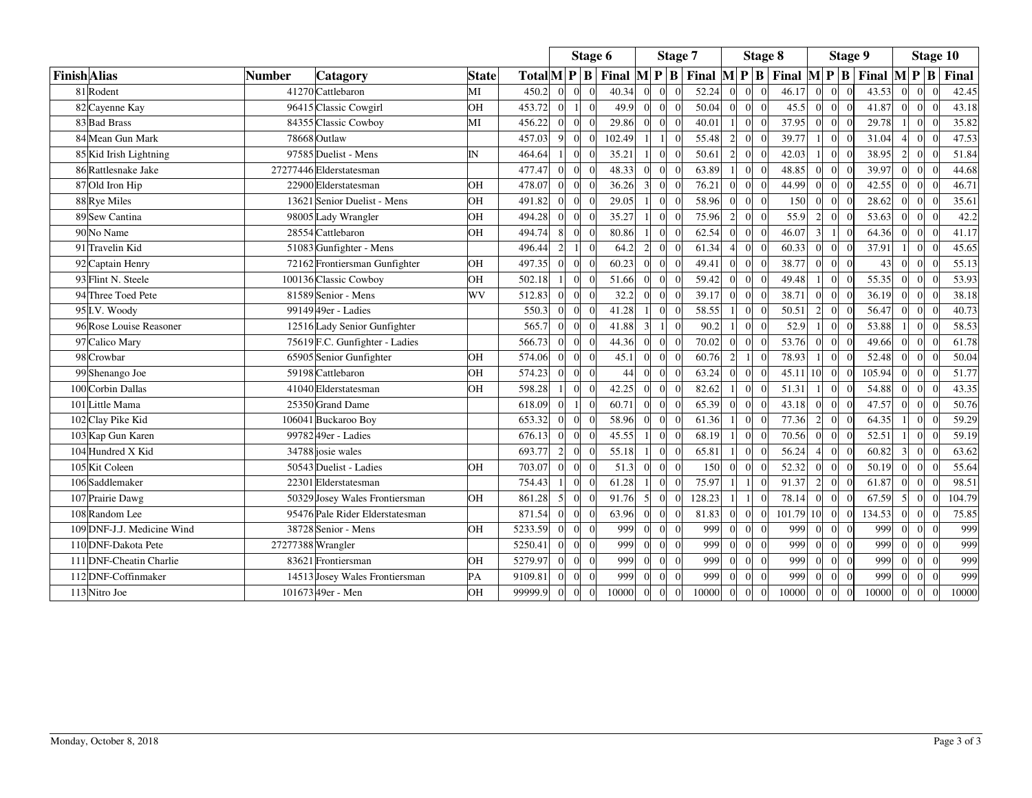| | | | | | | Stage 6 | | | | Stage 7 | | | | Stage 8 | | | | Stage 9 | | | | Stage 10 | | | |
|---|---|---|---|---|---|---|---|---|---|---|---|---|---|---|---|---|---|---|---|---|---|---|---|---|---|
| Finish | Alias | Number | Catagory | State | Total | M | P | B | Final | M | P | B | Final | M | P | B | Final | M | P | B | Final | M | P | B | Final |
| 81 | Rodent | 41270 | Cattlebaron | MI | 450.2 | 0 | 0 | 0 | 40.34 | 0 | 0 | 0 | 52.24 | 0 | 0 | 0 | 46.17 | 0 | 0 | 0 | 43.53 | 0 | 0 | 0 | 42.45 |
| 82 | Cayenne Kay | 96415 | Classic Cowgirl | OH | 453.72 | 0 | 1 | 0 | 49.9 | 0 | 0 | 0 | 50.04 | 0 | 0 | 0 | 45.5 | 0 | 0 | 0 | 41.87 | 0 | 0 | 0 | 43.18 |
| 83 | Bad Brass | 84355 | Classic Cowboy | MI | 456.22 | 0 | 0 | 0 | 29.86 | 0 | 0 | 0 | 40.01 | 1 | 0 | 0 | 37.95 | 0 | 0 | 0 | 29.78 | 1 | 0 | 0 | 35.82 |
| 84 | Mean Gun Mark | 78668 | Outlaw | | 457.03 | 9 | 0 | 0 | 102.49 | 1 | 1 | 0 | 55.48 | 2 | 0 | 0 | 39.77 | 1 | 0 | 0 | 31.04 | 4 | 0 | 0 | 47.53 |
| 85 | Kid Irish Lightning | 97585 | Duelist - Mens | IN | 464.64 | 1 | 0 | 0 | 35.21 | 1 | 0 | 0 | 50.61 | 2 | 0 | 0 | 42.03 | 1 | 0 | 0 | 38.95 | 2 | 0 | 0 | 51.84 |
| 86 | Rattlesnake Jake | 27277446 | Elderstatesman | | 477.47 | 0 | 0 | 0 | 48.33 | 0 | 0 | 0 | 63.89 | 1 | 0 | 0 | 48.85 | 0 | 0 | 0 | 39.97 | 0 | 0 | 0 | 44.68 |
| 87 | Old Iron Hip | 22900 | Elderstatesman | OH | 478.07 | 0 | 0 | 0 | 36.26 | 3 | 0 | 0 | 76.21 | 0 | 0 | 0 | 44.99 | 0 | 0 | 0 | 42.55 | 0 | 0 | 0 | 46.71 |
| 88 | Rye Miles | 13621 | Senior Duelist - Mens | OH | 491.82 | 0 | 0 | 0 | 29.05 | 1 | 0 | 0 | 58.96 | 0 | 0 | 0 | 150 | 0 | 0 | 0 | 28.62 | 0 | 0 | 0 | 35.61 |
| 89 | Sew Cantina | 98005 | Lady Wrangler | OH | 494.28 | 0 | 0 | 0 | 35.27 | 1 | 0 | 0 | 75.96 | 2 | 0 | 0 | 55.9 | 2 | 0 | 0 | 53.63 | 0 | 0 | 0 | 42.2 |
| 90 | No Name | 28554 | Cattlebaron | OH | 494.74 | 8 | 0 | 0 | 80.86 | 1 | 0 | 0 | 62.54 | 0 | 0 | 0 | 46.07 | 3 | 1 | 0 | 64.36 | 0 | 0 | 0 | 41.17 |
| 91 | Travelin Kid | 51083 | Gunfighter - Mens | | 496.44 | 2 | 1 | 0 | 64.2 | 2 | 0 | 0 | 61.34 | 4 | 0 | 0 | 60.33 | 0 | 0 | 0 | 37.91 | 1 | 0 | 0 | 45.65 |
| 92 | Captain Henry | 72162 | Frontiersman Gunfighter | OH | 497.35 | 0 | 0 | 0 | 60.23 | 0 | 0 | 0 | 49.41 | 0 | 0 | 0 | 38.77 | 0 | 0 | 0 | 43 | 0 | 0 | 0 | 55.13 |
| 93 | Flint N. Steele | 100136 | Classic Cowboy | OH | 502.18 | 1 | 0 | 0 | 51.66 | 0 | 0 | 0 | 59.42 | 0 | 0 | 0 | 49.48 | 1 | 0 | 0 | 55.35 | 0 | 0 | 0 | 53.93 |
| 94 | Three Toed Pete | 81589 | Senior - Mens | WV | 512.83 | 0 | 0 | 0 | 32.2 | 0 | 0 | 0 | 39.17 | 0 | 0 | 0 | 38.71 | 0 | 0 | 0 | 36.19 | 0 | 0 | 0 | 38.18 |
| 95 | I.V. Woody | 99149 | 49er - Ladies | | 550.3 | 0 | 0 | 0 | 41.28 | 1 | 0 | 0 | 58.55 | 1 | 0 | 0 | 50.51 | 2 | 0 | 0 | 56.47 | 0 | 0 | 0 | 40.73 |
| 96 | Rose Louise Reasoner | 12516 | Lady Senior Gunfighter | | 565.7 | 0 | 0 | 0 | 41.88 | 3 | 1 | 0 | 90.2 | 1 | 0 | 0 | 52.9 | 1 | 0 | 0 | 53.88 | 1 | 0 | 0 | 58.53 |
| 97 | Calico Mary | 75619 | F.C. Gunfighter - Ladies | | 566.73 | 0 | 0 | 0 | 44.36 | 0 | 0 | 0 | 70.02 | 0 | 0 | 0 | 53.76 | 0 | 0 | 0 | 49.66 | 0 | 0 | 0 | 61.78 |
| 98 | Crowbar | 65905 | Senior Gunfighter | OH | 574.06 | 0 | 0 | 0 | 45.1 | 0 | 0 | 0 | 60.76 | 2 | 1 | 0 | 78.93 | 1 | 0 | 0 | 52.48 | 0 | 0 | 0 | 50.04 |
| 99 | Shenango Joe | 59198 | Cattlebaron | OH | 574.23 | 0 | 0 | 0 | 44 | 0 | 0 | 0 | 63.24 | 0 | 0 | 0 | 45.11 | 10 | 0 | 0 | 105.94 | 0 | 0 | 0 | 51.77 |
| 100 | Corbin Dallas | 41040 | Elderstatesman | OH | 598.28 | 1 | 0 | 0 | 42.25 | 0 | 0 | 0 | 82.62 | 1 | 0 | 0 | 51.31 | 1 | 0 | 0 | 54.88 | 0 | 0 | 0 | 43.35 |
| 101 | Little Mama | 25350 | Grand Dame | | 618.09 | 0 | 1 | 0 | 60.71 | 0 | 0 | 0 | 65.39 | 0 | 0 | 0 | 43.18 | 0 | 0 | 0 | 47.57 | 0 | 0 | 0 | 50.76 |
| 102 | Clay Pike Kid | 106041 | Buckaroo Boy | | 653.32 | 0 | 0 | 0 | 58.96 | 0 | 0 | 0 | 61.36 | 1 | 0 | 0 | 77.36 | 2 | 0 | 0 | 64.35 | 1 | 0 | 0 | 59.29 |
| 103 | Kap Gun Karen | 99782 | 49er - Ladies | | 676.13 | 0 | 0 | 0 | 45.55 | 1 | 0 | 0 | 68.19 | 1 | 0 | 0 | 70.56 | 0 | 0 | 0 | 52.51 | 1 | 0 | 0 | 59.19 |
| 104 | Hundred X Kid | 34788 | josie wales | | 693.77 | 2 | 0 | 0 | 55.18 | 1 | 0 | 0 | 65.81 | 1 | 0 | 0 | 56.24 | 4 | 0 | 0 | 60.82 | 3 | 0 | 0 | 63.62 |
| 105 | Kit Coleen | 50543 | Duelist - Ladies | OH | 703.07 | 0 | 0 | 0 | 51.3 | 0 | 0 | 0 | 150 | 0 | 0 | 0 | 52.32 | 0 | 0 | 0 | 50.19 | 0 | 0 | 0 | 55.64 |
| 106 | Saddlemaker | 22301 | Elderstatesman | | 754.43 | 1 | 0 | 0 | 61.28 | 1 | 0 | 0 | 75.97 | 1 | 1 | 0 | 91.37 | 2 | 0 | 0 | 61.87 | 0 | 0 | 0 | 98.51 |
| 107 | Prairie Dawg | 50329 | Josey Wales Frontiersman | OH | 861.28 | 5 | 0 | 0 | 91.76 | 5 | 0 | 0 | 128.23 | 1 | 1 | 0 | 78.14 | 0 | 0 | 0 | 67.59 | 5 | 0 | 0 | 104.79 |
| 108 | Random Lee | 95476 | Pale Rider Elderstatesman | | 871.54 | 0 | 0 | 0 | 63.96 | 0 | 0 | 0 | 81.83 | 0 | 0 | 0 | 101.79 | 10 | 0 | 0 | 134.53 | 0 | 0 | 0 | 75.85 |
| 109 | DNF-J.J. Medicine Wind | 38728 | Senior - Mens | OH | 5233.59 | 0 | 0 | 0 | 999 | 0 | 0 | 0 | 999 | 0 | 0 | 0 | 999 | 0 | 0 | 0 | 999 | 0 | 0 | 0 | 999 |
| 110 | DNF-Dakota Pete | 27277388 | Wrangler | | 5250.41 | 0 | 0 | 0 | 999 | 0 | 0 | 0 | 999 | 0 | 0 | 0 | 999 | 0 | 0 | 0 | 999 | 0 | 0 | 0 | 999 |
| 111 | DNF-Cheatin Charlie | 83621 | Frontiersman | OH | 5279.97 | 0 | 0 | 0 | 999 | 0 | 0 | 0 | 999 | 0 | 0 | 0 | 999 | 0 | 0 | 0 | 999 | 0 | 0 | 0 | 999 |
| 112 | DNF-Coffinmaker | 14513 | Josey Wales Frontiersman | PA | 9109.81 | 0 | 0 | 0 | 999 | 0 | 0 | 0 | 999 | 0 | 0 | 0 | 999 | 0 | 0 | 0 | 999 | 0 | 0 | 0 | 999 |
| 113 | Nitro Joe | 101673 | 49er - Men | OH | 99999.9 | 0 | 0 | 0 | 10000 | 0 | 0 | 0 | 10000 | 0 | 0 | 0 | 10000 | 0 | 0 | 0 | 10000 | 0 | 0 | 0 | 10000 |

Monday, October 8, 2018